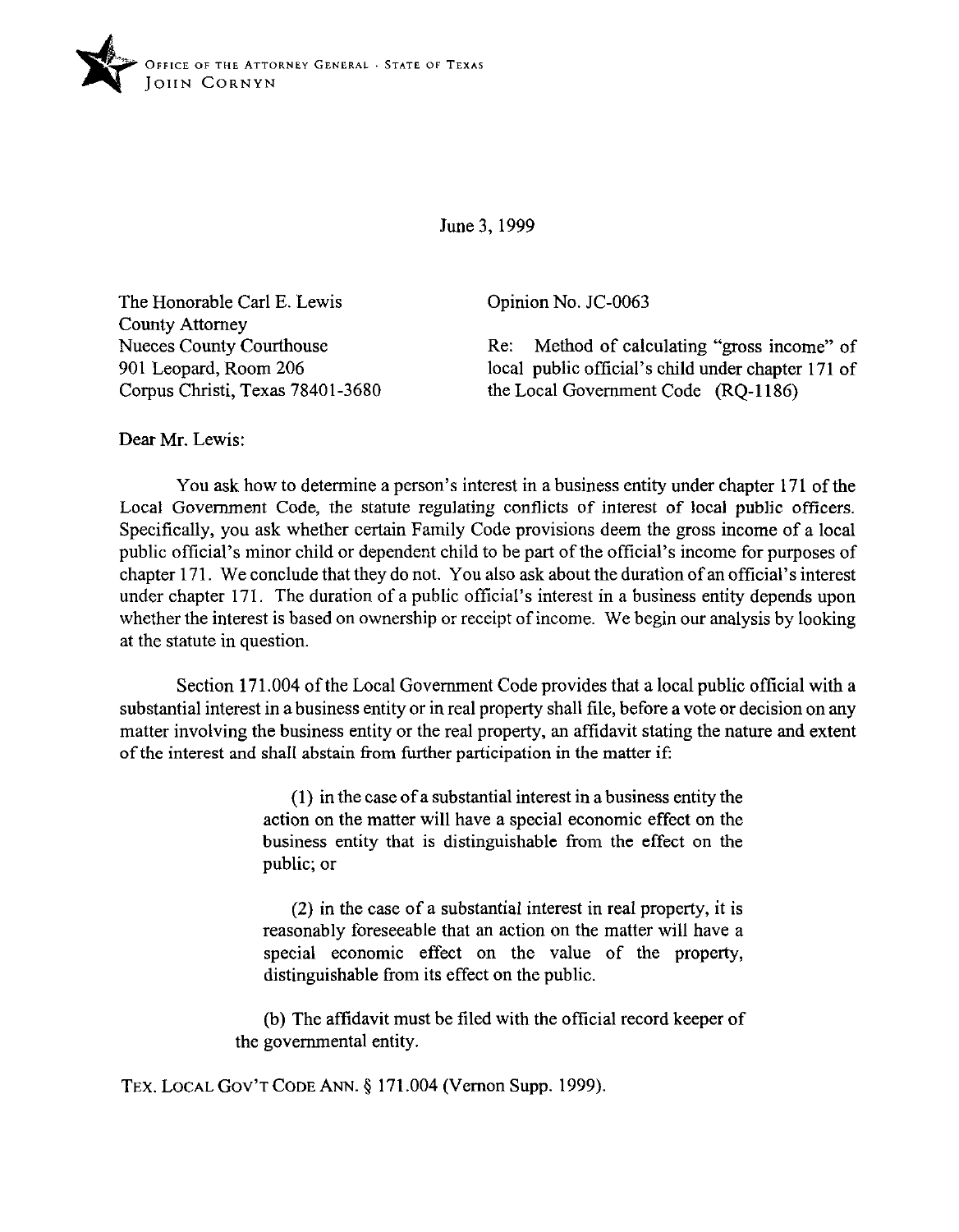OFFICE OF THE ATTORNEY GENERAL · STATE OF TEXAS
JOHN CORNYN

June 3, 1999

The Honorable Carl E. Lewis
County Attorney
Nueces County Courthouse
901 Leopard, Room 206
Corpus Christi, Texas 78401-3680

Opinion No. JC-0063

Re: Method of calculating "gross income" of local public official's child under chapter 171 of the Local Government Code (RQ-1186)

Dear Mr. Lewis:

You ask how to determine a person's interest in a business entity under chapter 171 of the Local Government Code, the statute regulating conflicts of interest of local public officers. Specifically, you ask whether certain Family Code provisions deem the gross income of a local public official's minor child or dependent child to be part of the official's income for purposes of chapter 171. We conclude that they do not. You also ask about the duration of an official's interest under chapter 171. The duration of a public official's interest in a business entity depends upon whether the interest is based on ownership or receipt of income. We begin our analysis by looking at the statute in question.

Section 171.004 of the Local Government Code provides that a local public official with a substantial interest in a business entity or in real property shall file, before a vote or decision on any matter involving the business entity or the real property, an affidavit stating the nature and extent of the interest and shall abstain from further participation in the matter if:

> (1) in the case of a substantial interest in a business entity the action on the matter will have a special economic effect on the business entity that is distinguishable from the effect on the public; or
>
> (2) in the case of a substantial interest in real property, it is reasonably foreseeable that an action on the matter will have a special economic effect on the value of the property, distinguishable from its effect on the public.
>
> (b) The affidavit must be filed with the official record keeper of the governmental entity.

TEX. LOCAL GOV'T CODE ANN. § 171.004 (Vernon Supp. 1999).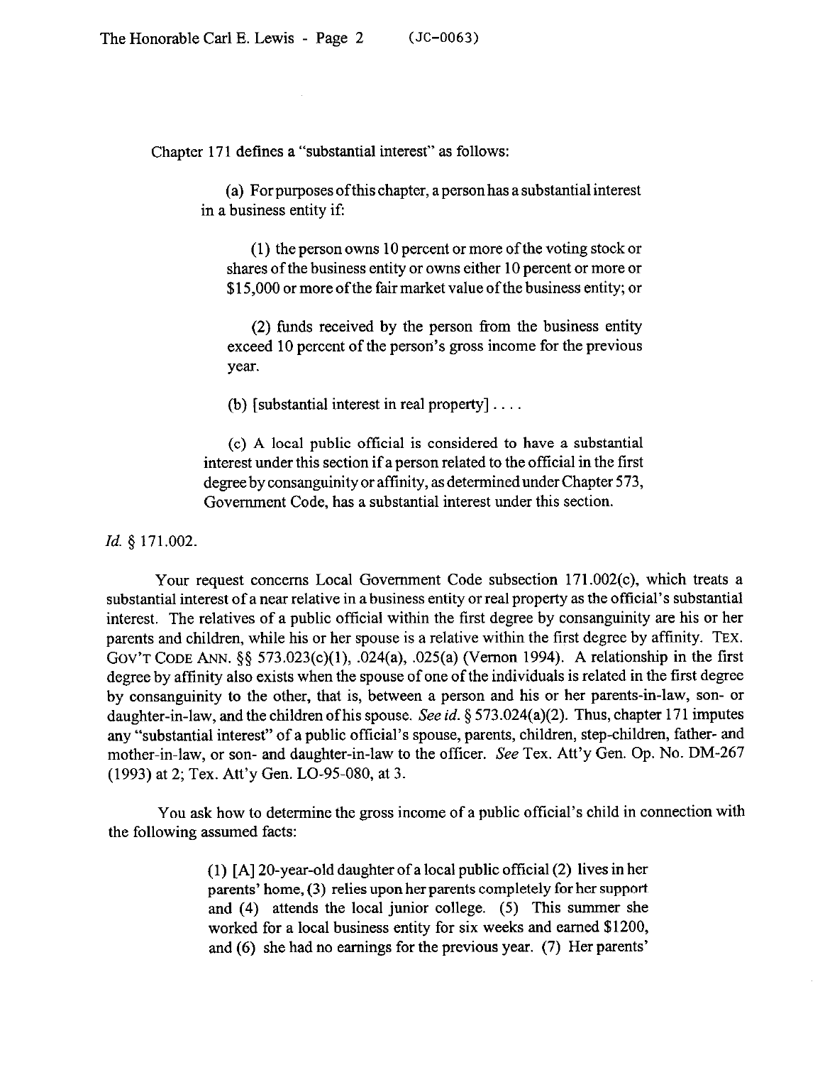Chapter 171 defines a "substantial interest" as follows:

> (a) For purposes of this chapter, a person has a substantial interest in a business entity if:
>
> > (1) the person owns 10 percent or more of the voting stock or shares of the business entity or owns either 10 percent or more or $15,000 or more of the fair market value of the business entity; or
> >
> > (2) funds received by the person from the business entity exceed 10 percent of the person's gross income for the previous year.
>
> (b) [substantial interest in real property] . . . .
>
> (c) A local public official is considered to have a substantial interest under this section if a person related to the official in the first degree by consanguinity or affinity, as determined under Chapter 573, Government Code, has a substantial interest under this section.

*Id.* § 171.002.

Your request concerns Local Government Code subsection 171.002(c), which treats a substantial interest of a near relative in a business entity or real property as the official's substantial interest. The relatives of a public official within the first degree by consanguinity are his or her parents and children, while his or her spouse is a relative within the first degree by affinity. TEX. GOV'T CODE ANN. §§ 573.023(c)(1), .024(a), .025(a) (Vernon 1994). A relationship in the first degree by affinity also exists when the spouse of one of the individuals is related in the first degree by consanguinity to the other, that is, between a person and his or her parents-in-law, son- or daughter-in-law, and the children of his spouse. *See id.* § 573.024(a)(2). Thus, chapter 171 imputes any "substantial interest" of a public official's spouse, parents, children, step-children, father- and mother-in-law, or son- and daughter-in-law to the officer. *See* Tex. Att'y Gen. Op. No. DM-267 (1993) at 2; Tex. Att'y Gen. LO-95-080, at 3.

You ask how to determine the gross income of a public official's child in connection with the following assumed facts:

> (1) [A] 20-year-old daughter of a local public official (2) lives in her parents' home, (3) relies upon her parents completely for her support and (4) attends the local junior college. (5) This summer she worked for a local business entity for six weeks and earned $1200, and (6) she had no earnings for the previous year. (7) Her parents'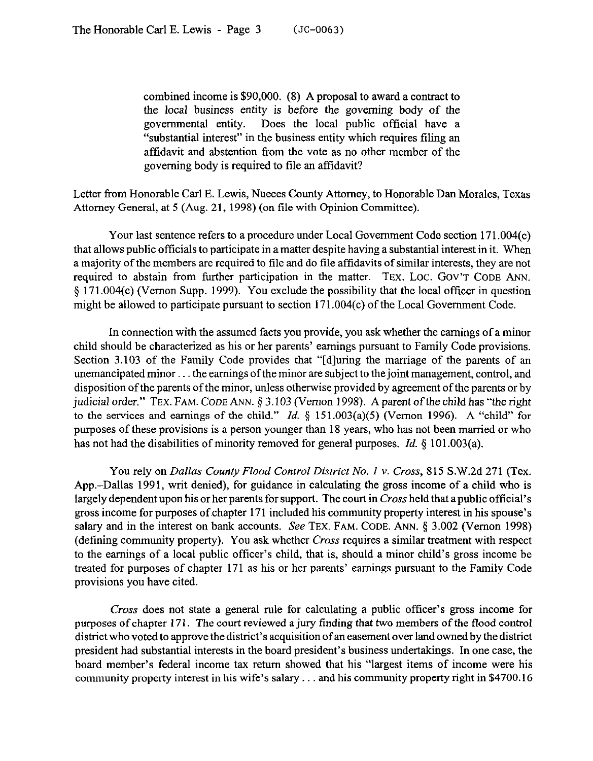> combined income is $90,000. (8) A proposal to award a contract to the local business entity is before the governing body of the governmental entity. Does the local public official have a "substantial interest" in the business entity which requires filing an affidavit and abstention from the vote as no other member of the governing body is required to file an affidavit?

Letter from Honorable Carl E. Lewis, Nueces County Attorney, to Honorable Dan Morales, Texas Attorney General, at 5 (Aug. 21, 1998) (on file with Opinion Committee).

Your last sentence refers to a procedure under Local Government Code section 171.004(c) that allows public officials to participate in a matter despite having a substantial interest in it. When a majority of the members are required to file and do file affidavits of similar interests, they are not required to abstain from further participation in the matter. TEX. LOC. GOV'T CODE ANN. § 171.004(c) (Vernon Supp. 1999). You exclude the possibility that the local officer in question might be allowed to participate pursuant to section 171.004(c) of the Local Government Code.

In connection with the assumed facts you provide, you ask whether the earnings of a minor child should be characterized as his or her parents' earnings pursuant to Family Code provisions. Section 3.103 of the Family Code provides that "[d]uring the marriage of the parents of an unemancipated minor . . . the earnings of the minor are subject to the joint management, control, and disposition of the parents of the minor, unless otherwise provided by agreement of the parents or by judicial order." TEX. FAM. CODE ANN. § 3.103 (Vernon 1998). A parent of the child has "the right to the services and earnings of the child." *Id.* § 151.003(a)(5) (Vernon 1996). A "child" for purposes of these provisions is a person younger than 18 years, who has not been married or who has not had the disabilities of minority removed for general purposes. *Id.* § 101.003(a).

You rely on *Dallas County Flood Control District No. 1 v. Cross*, 815 S.W.2d 271 (Tex. App.–Dallas 1991, writ denied), for guidance in calculating the gross income of a child who is largely dependent upon his or her parents for support. The court in *Cross* held that a public official's gross income for purposes of chapter 171 included his community property interest in his spouse's salary and in the interest on bank accounts. *See* TEX. FAM. CODE. ANN. § 3.002 (Vernon 1998) (defining community property). You ask whether *Cross* requires a similar treatment with respect to the earnings of a local public officer's child, that is, should a minor child's gross income be treated for purposes of chapter 171 as his or her parents' earnings pursuant to the Family Code provisions you have cited.

*Cross* does not state a general rule for calculating a public officer's gross income for purposes of chapter 171. The court reviewed a jury finding that two members of the flood control district who voted to approve the district's acquisition of an easement over land owned by the district president had substantial interests in the board president's business undertakings. In one case, the board member's federal income tax return showed that his "largest items of income were his community property interest in his wife's salary . . . and his community property right in $4700.16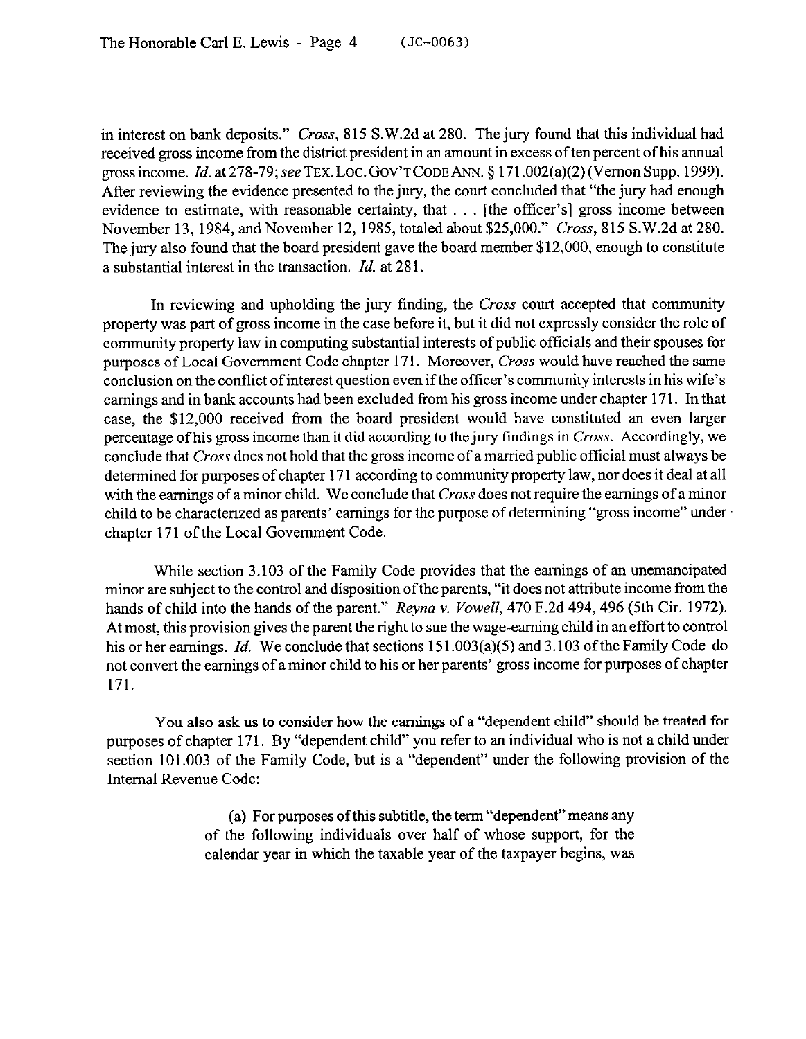in interest on bank deposits." *Cross*, 815 S.W.2d at 280. The jury found that this individual had received gross income from the district president in an amount in excess of ten percent of his annual gross income. *Id.* at 278-79; *see* TEX. LOC. GOV'T CODE ANN. § 171.002(a)(2) (Vernon Supp. 1999). After reviewing the evidence presented to the jury, the court concluded that "the jury had enough evidence to estimate, with reasonable certainty, that . . . [the officer's] gross income between November 13, 1984, and November 12, 1985, totaled about $25,000." *Cross*, 815 S.W.2d at 280. The jury also found that the board president gave the board member $12,000, enough to constitute a substantial interest in the transaction. *Id.* at 281.

In reviewing and upholding the jury finding, the *Cross* court accepted that community property was part of gross income in the case before it, but it did not expressly consider the role of community property law in computing substantial interests of public officials and their spouses for purposes of Local Government Code chapter 171. Moreover, *Cross* would have reached the same conclusion on the conflict of interest question even if the officer's community interests in his wife's earnings and in bank accounts had been excluded from his gross income under chapter 171. In that case, the $12,000 received from the board president would have constituted an even larger percentage of his gross income than it did according to the jury findings in *Cross*. Accordingly, we conclude that *Cross* does not hold that the gross income of a married public official must always be determined for purposes of chapter 171 according to community property law, nor does it deal at all with the earnings of a minor child. We conclude that *Cross* does not require the earnings of a minor child to be characterized as parents' earnings for the purpose of determining "gross income" under chapter 171 of the Local Government Code.

While section 3.103 of the Family Code provides that the earnings of an unemancipated minor are subject to the control and disposition of the parents, "it does not attribute income from the hands of child into the hands of the parent." *Reyna v. Vowell*, 470 F.2d 494, 496 (5th Cir. 1972). At most, this provision gives the parent the right to sue the wage-earning child in an effort to control his or her earnings. *Id.* We conclude that sections 151.003(a)(5) and 3.103 of the Family Code do not convert the earnings of a minor child to his or her parents' gross income for purposes of chapter 171.

You also ask us to consider how the earnings of a "dependent child" should be treated for purposes of chapter 171. By "dependent child" you refer to an individual who is not a child under section 101.003 of the Family Code, but is a "dependent" under the following provision of the Internal Revenue Code:

> (a) For purposes of this subtitle, the term "dependent" means any of the following individuals over half of whose support, for the calendar year in which the taxable year of the taxpayer begins, was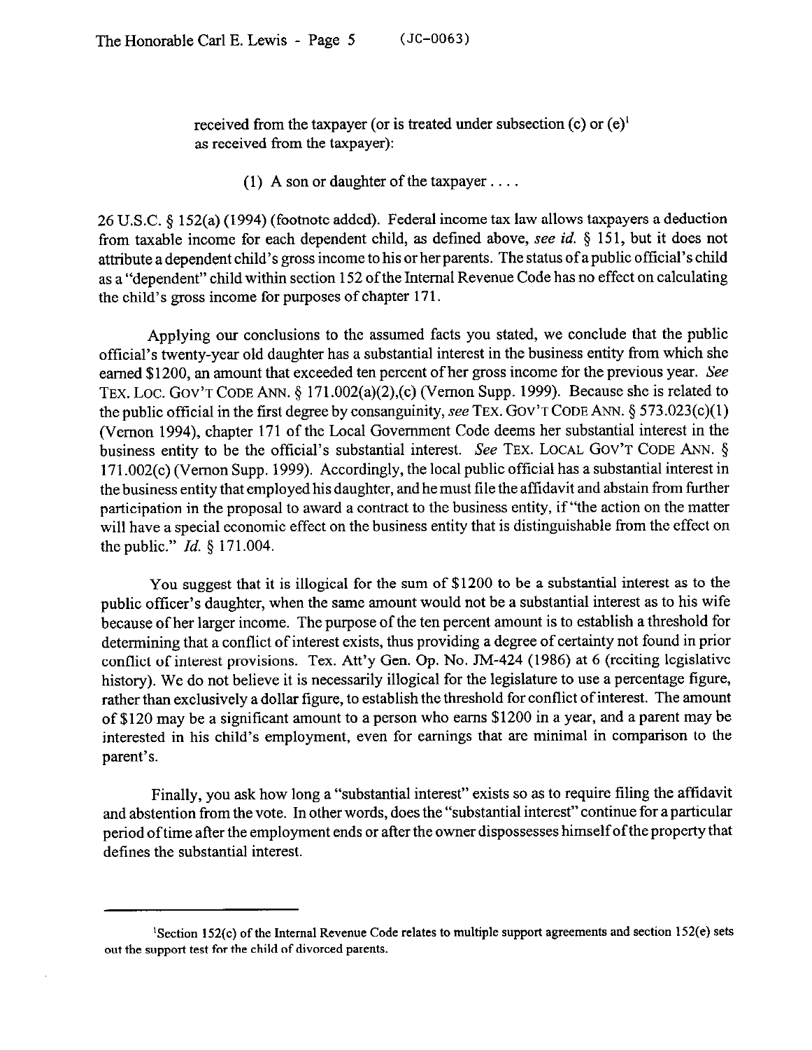> received from the taxpayer (or is treated under subsection (c) or (e)[1] as received from the taxpayer):
>
> (1) A son or daughter of the taxpayer . . . .

26 U.S.C. § 152(a) (1994) (footnote added). Federal income tax law allows taxpayers a deduction from taxable income for each dependent child, as defined above, *see id.* § 151, but it does not attribute a dependent child's gross income to his or her parents. The status of a public official's child as a "dependent" child within section 152 of the Internal Revenue Code has no effect on calculating the child's gross income for purposes of chapter 171.

Applying our conclusions to the assumed facts you stated, we conclude that the public official's twenty-year old daughter has a substantial interest in the business entity from which she earned $1200, an amount that exceeded ten percent of her gross income for the previous year. *See* TEX. LOC. GOV'T CODE ANN. § 171.002(a)(2),(c) (Vernon Supp. 1999). Because she is related to the public official in the first degree by consanguinity, *see* TEX. GOV'T CODE ANN. § 573.023(c)(1) (Vernon 1994), chapter 171 of the Local Government Code deems her substantial interest in the business entity to be the official's substantial interest. *See* TEX. LOCAL GOV'T CODE ANN. § 171.002(c) (Vernon Supp. 1999). Accordingly, the local public official has a substantial interest in the business entity that employed his daughter, and he must file the affidavit and abstain from further participation in the proposal to award a contract to the business entity, if "the action on the matter will have a special economic effect on the business entity that is distinguishable from the effect on the public." *Id.* § 171.004.

You suggest that it is illogical for the sum of $1200 to be a substantial interest as to the public officer's daughter, when the same amount would not be a substantial interest as to his wife because of her larger income. The purpose of the ten percent amount is to establish a threshold for determining that a conflict of interest exists, thus providing a degree of certainty not found in prior conflict of interest provisions. Tex. Att'y Gen. Op. No. JM-424 (1986) at 6 (reciting legislative history). We do not believe it is necessarily illogical for the legislature to use a percentage figure, rather than exclusively a dollar figure, to establish the threshold for conflict of interest. The amount of $120 may be a significant amount to a person who earns $1200 in a year, and a parent may be interested in his child's employment, even for earnings that are minimal in comparison to the parent's.

Finally, you ask how long a "substantial interest" exists so as to require filing the affidavit and abstention from the vote. In other words, does the "substantial interest" continue for a particular period of time after the employment ends or after the owner dispossesses himself of the property that defines the substantial interest.

---

[1] Section 152(c) of the Internal Revenue Code relates to multiple support agreements and section 152(e) sets out the support test for the child of divorced parents.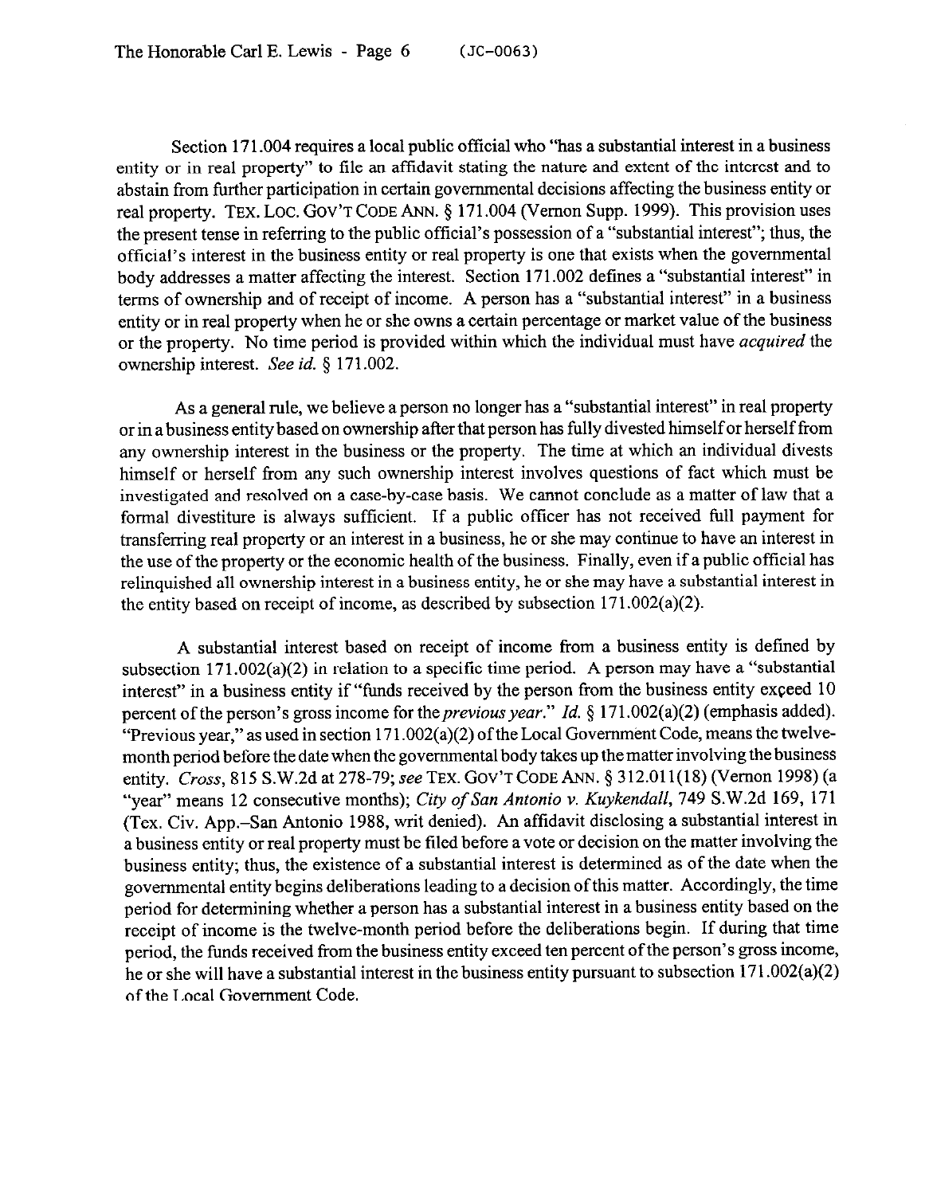Section 171.004 requires a local public official who "has a substantial interest in a business entity or in real property" to file an affidavit stating the nature and extent of the interest and to abstain from further participation in certain governmental decisions affecting the business entity or real property. TEX. LOC. GOV'T CODE ANN. § 171.004 (Vernon Supp. 1999). This provision uses the present tense in referring to the public official's possession of a "substantial interest"; thus, the official's interest in the business entity or real property is one that exists when the governmental body addresses a matter affecting the interest. Section 171.002 defines a "substantial interest" in terms of ownership and of receipt of income. A person has a "substantial interest" in a business entity or in real property when he or she owns a certain percentage or market value of the business or the property. No time period is provided within which the individual must have *acquired* the ownership interest. *See id.* § 171.002.

As a general rule, we believe a person no longer has a "substantial interest" in real property or in a business entity based on ownership after that person has fully divested himself or herself from any ownership interest in the business or the property. The time at which an individual divests himself or herself from any such ownership interest involves questions of fact which must be investigated and resolved on a case-by-case basis. We cannot conclude as a matter of law that a formal divestiture is always sufficient. If a public officer has not received full payment for transferring real property or an interest in a business, he or she may continue to have an interest in the use of the property or the economic health of the business. Finally, even if a public official has relinquished all ownership interest in a business entity, he or she may have a substantial interest in the entity based on receipt of income, as described by subsection 171.002(a)(2).

A substantial interest based on receipt of income from a business entity is defined by subsection 171.002(a)(2) in relation to a specific time period. A person may have a "substantial interest" in a business entity if "funds received by the person from the business entity exceed 10 percent of the person's gross income for the *previous year*." *Id.* § 171.002(a)(2) (emphasis added). "Previous year," as used in section 171.002(a)(2) of the Local Government Code, means the twelve-month period before the date when the governmental body takes up the matter involving the business entity. *Cross*, 815 S.W.2d at 278-79; *see* TEX. GOV'T CODE ANN. § 312.011(18) (Vernon 1998) (a "year" means 12 consecutive months); *City of San Antonio v. Kuykendall*, 749 S.W.2d 169, 171 (Tex. Civ. App.–San Antonio 1988, writ denied). An affidavit disclosing a substantial interest in a business entity or real property must be filed before a vote or decision on the matter involving the business entity; thus, the existence of a substantial interest is determined as of the date when the governmental entity begins deliberations leading to a decision of this matter. Accordingly, the time period for determining whether a person has a substantial interest in a business entity based on the receipt of income is the twelve-month period before the deliberations begin. If during that time period, the funds received from the business entity exceed ten percent of the person's gross income, he or she will have a substantial interest in the business entity pursuant to subsection 171.002(a)(2) of the Local Government Code.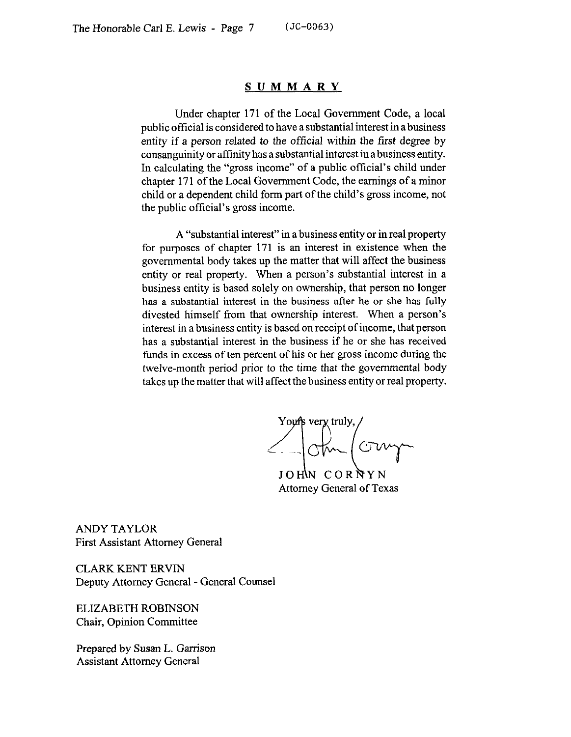## SUMMARY

Under chapter 171 of the Local Government Code, a local public official is considered to have a substantial interest in a business entity if a person related to the official within the first degree by consanguinity or affinity has a substantial interest in a business entity. In calculating the "gross income" of a public official's child under chapter 171 of the Local Government Code, the earnings of a minor child or a dependent child form part of the child's gross income, not the public official's gross income.

A "substantial interest" in a business entity or in real property for purposes of chapter 171 is an interest in existence when the governmental body takes up the matter that will affect the business entity or real property. When a person's substantial interest in a business entity is based solely on ownership, that person no longer has a substantial interest in the business after he or she has fully divested himself from that ownership interest. When a person's interest in a business entity is based on receipt of income, that person has a substantial interest in the business if he or she has received funds in excess of ten percent of his or her gross income during the twelve-month period prior to the time that the governmental body takes up the matter that will affect the business entity or real property.

Yours very truly,

JOHN CORNYN
Attorney General of Texas

ANDY TAYLOR
First Assistant Attorney General

CLARK KENT ERVIN
Deputy Attorney General - General Counsel

ELIZABETH ROBINSON
Chair, Opinion Committee

Prepared by Susan L. Garrison
Assistant Attorney General